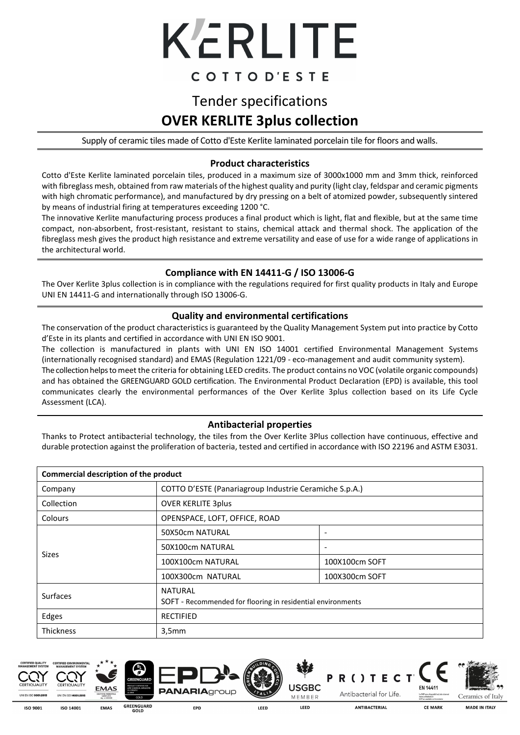# K'ERLITE

COTTO D'ESTE

## Tender specifications

## OVER KERLITE 3plus collection

Supply of ceramic tiles made of Cotto d'Este Kerlite laminated porcelain tile for floors and walls.

### Product characteristics

Cotto d'Este Kerlite laminated porcelain tiles, produced in a maximum size of 3000x1000 mm and 3mm thick, reinforced with fibreglass mesh, obtained from raw materials of the highest quality and purity (light clay, feldspar and ceramic pigments with high chromatic performance), and manufactured by dry pressing on a belt of atomized powder, subsequently sintered by means of industrial firing at temperatures exceeding 1200 °C.

The innovative Kerlite manufacturing process produces a final product which is light, flat and flexible, but at the same time compact, non-absorbent, frost-resistant, resistant to stains, chemical attack and thermal shock. The application of the fibreglass mesh gives the product high resistance and extreme versatility and ease of use for a wide range of applications in the architectural world.

### Compliance with EN 14411-G / ISO 13006-G

The Over Kerlite 3plus collection is in compliance with the regulations required for first quality products in Italy and Europe UNI EN 14411-G and internationally through ISO 13006-G.

### Quality and environmental certifications

The conservation of the product characteristics is guaranteed by the Quality Management System put into practice by Cotto d'Este in its plants and certified in accordance with UNI EN ISO 9001.

The collection is manufactured in plants with UNI EN ISO 14001 certified Environmental Management Systems (internationally recognised standard) and EMAS (Regulation 1221/09 - eco-management and audit community system).

The collection helps to meet the criteria for obtaining LEED credits. The product contains no VOC (volatile organic compounds) and has obtained the GREENGUARD GOLD certification. The Environmental Product Declaration (EPD) is available, this tool communicates clearly the environmental performances of the Over Kerlite 3plus collection based on its Life Cycle Assessment (LCA).

### Antibacterial properties

Thanks to Protect antibacterial technology, the tiles from the Over Kerlite 3Plus collection have continuous, effective and durable protection against the proliferation of bacteria, tested and certified in accordance with ISO 22196 and ASTM E3031.

| Commercial description of the product | | |
|---|---|---|
| Company | COTTO D'ESTE (Panariagroup Industrie Ceramiche S.p.A.) | |
| Collection | OVER KERLITE 3plus | |
| Colours | OPENSPACE, LOFT, OFFICE, ROAD | |
| Sizes | 50X50cm NATURAL | - |
| | 50X100cm NATURAL | - |
| | 100X100cm NATURAL | 100X100cm SOFT |
| | 100X300cm NATURAL | 100X300cm SOFT |
| Surfaces | NATURAL<br>SOFT - Recommended for flooring in residential environments | |
| Edges | RECTIFIED | |
| Thickness | 3,5mm | |

ISO 9001 | ISO 14001 | EMAS | GREENGUARD GOLD | EPD | LEED | LEED | ANTIBACTERIAL | CE MARK | MADE IN ITALY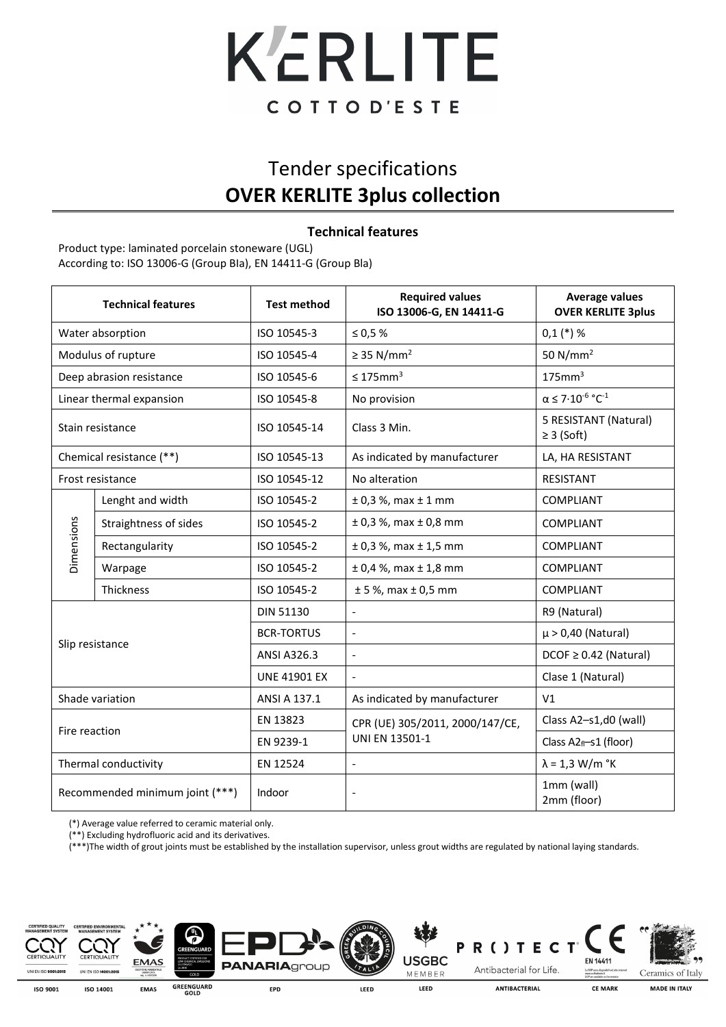# K'ERLITE

COTTO D'ESTE

## Tender specifications
## **OVER KERLITE 3plus collection**

### Technical features

Product type: laminated porcelain stoneware (UGL)
According to: ISO 13006-G (Group BIa), EN 14411-G (Group Bla)

| Technical features | | Test method | Required values ISO 13006-G, EN 14411-G | Average values OVER KERLITE 3plus |
|---|---|---|---|---|
| Water absorption | | ISO 10545-3 | ≤ 0,5 % | 0,1 (*) % |
| Modulus of rupture | | ISO 10545-4 | ≥ 35 N/mm$^2$ | 50 N/mm$^2$ |
| Deep abrasion resistance | | ISO 10545-6 | ≤ 175mm$^3$ | 175mm$^3$ |
| Linear thermal expansion | | ISO 10545-8 | No provision | $\alpha \leq 7 \cdot 10^{-6}$ °C$^{-1}$ |
| Stain resistance | | ISO 10545-14 | Class 3 Min. | 5 RESISTANT (Natural) ≥ 3 (Soft) |
| Chemical resistance (**) | | ISO 10545-13 | As indicated by manufacturer | LA, HA RESISTANT |
| Frost resistance | | ISO 10545-12 | No alteration | RESISTANT |
| Dimensions | Lenght and width | ISO 10545-2 | ± 0,3 %, max ± 1 mm | COMPLIANT |
| | Straightness of sides | ISO 10545-2 | ± 0,3 %, max ± 0,8 mm | COMPLIANT |
| | Rectangularity | ISO 10545-2 | ± 0,3 %, max ± 1,5 mm | COMPLIANT |
| | Warpage | ISO 10545-2 | ± 0,4 %, max ± 1,8 mm | COMPLIANT |
| | Thickness | ISO 10545-2 | ± 5 %, max ± 0,5 mm | COMPLIANT |
| Slip resistance | | DIN 51130 | - | R9 (Natural) |
| | | BCR-TORTUS | - | $\mu$ > 0,40 (Natural) |
| | | ANSI A326.3 | - | DCOF ≥ 0.42 (Natural) |
| | | UNE 41901 EX | - | Clase 1 (Natural) |
| Shade variation | | ANSI A 137.1 | As indicated by manufacturer | V1 |
| Fire reaction | | EN 13823 | CPR (UE) 305/2011, 2000/147/CE, UNI EN 13501-1 | Class A2–s1,d0 (wall) |
| | | EN 9239-1 | | Class A2$_{fl}$–s1 (floor) |
| Thermal conductivity | | EN 12524 | - | $\lambda$ = 1,3 W/m °K |
| Recommended minimum joint (***) | | Indoor | - | 1mm (wall) 2mm (floor) |

(*) Average value referred to ceramic material only.
(**) Excluding hydrofluoric acid and its derivatives.
(***)The width of grout joints must be established by the installation supervisor, unless grout widths are regulated by national laying standards.

ISO 9001 | ISO 14001 | EMAS | GREENGUARD GOLD | EPD | LEED | LEED | ANTIBACTERIAL | CE MARK | MADE IN ITALY